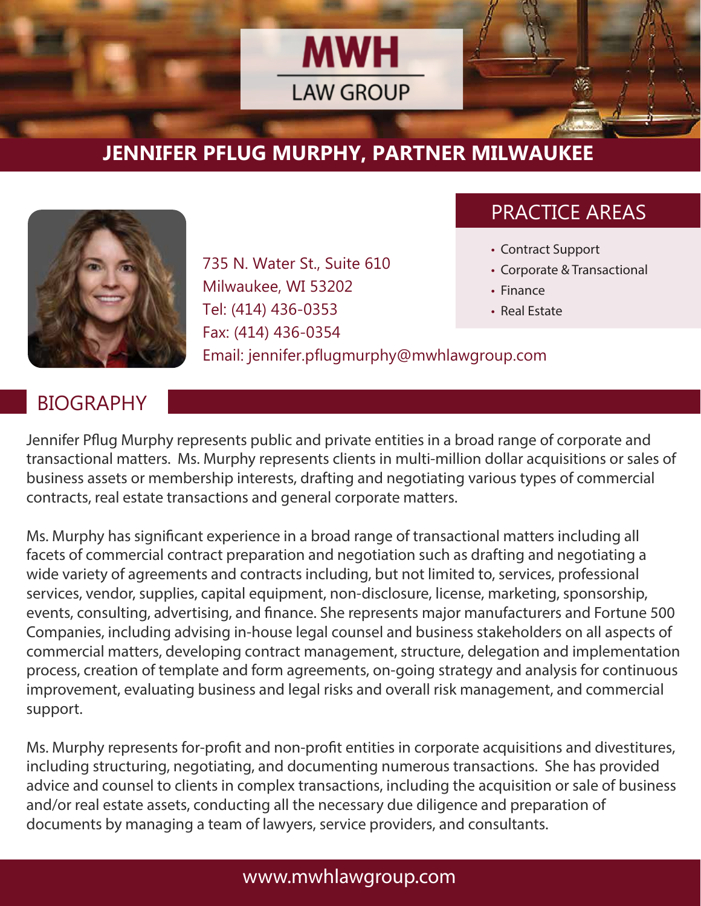# MWH LAW GROUP

## JENNIFER PFLUG MURPHY, PARTNER MILWAUKEE

735 N. Water St., Suite 610
Milwaukee, WI 53202
Tel: (414) 436-0353
Fax: (414) 436-0354
Email: jennifer.pflugmurphy@mwhlawgroup.com

## PRACTICE AREAS

- Contract Support
- Corporate & Transactional
- Finance
- Real Estate

## BIOGRAPHY

Jennifer Pflug Murphy represents public and private entities in a broad range of corporate and transactional matters. Ms. Murphy represents clients in multi-million dollar acquisitions or sales of business assets or membership interests, drafting and negotiating various types of commercial contracts, real estate transactions and general corporate matters.

Ms. Murphy has significant experience in a broad range of transactional matters including all facets of commercial contract preparation and negotiation such as drafting and negotiating a wide variety of agreements and contracts including, but not limited to, services, professional services, vendor, supplies, capital equipment, non-disclosure, license, marketing, sponsorship, events, consulting, advertising, and finance. She represents major manufacturers and Fortune 500 Companies, including advising in-house legal counsel and business stakeholders on all aspects of commercial matters, developing contract management, structure, delegation and implementation process, creation of template and form agreements, on-going strategy and analysis for continuous improvement, evaluating business and legal risks and overall risk management, and commercial support.

Ms. Murphy represents for-profit and non-profit entities in corporate acquisitions and divestitures, including structuring, negotiating, and documenting numerous transactions. She has provided advice and counsel to clients in complex transactions, including the acquisition or sale of business and/or real estate assets, conducting all the necessary due diligence and preparation of documents by managing a team of lawyers, service providers, and consultants.

www.mwhlawgroup.com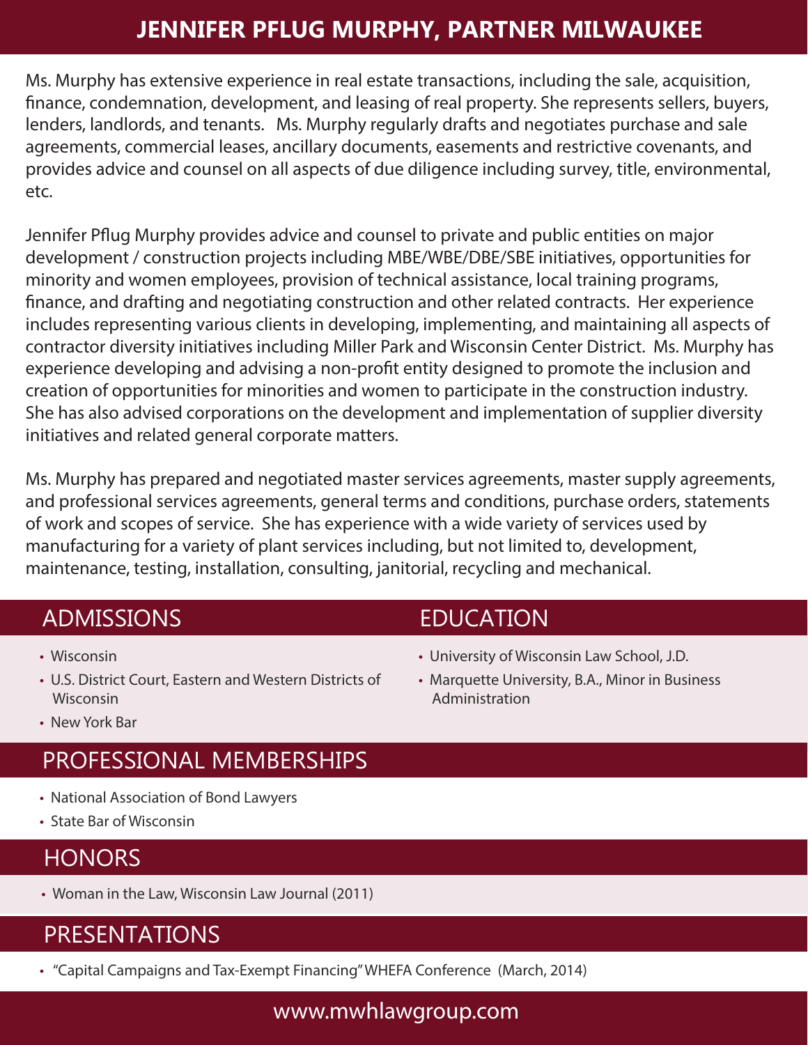# JENNIFER PFLUG MURPHY, PARTNER MILWAUKEE

Ms. Murphy has extensive experience in real estate transactions, including the sale, acquisition, finance, condemnation, development, and leasing of real property. She represents sellers, buyers, lenders, landlords, and tenants. Ms. Murphy regularly drafts and negotiates purchase and sale agreements, commercial leases, ancillary documents, easements and restrictive covenants, and provides advice and counsel on all aspects of due diligence including survey, title, environmental, etc.

Jennifer Pflug Murphy provides advice and counsel to private and public entities on major development / construction projects including MBE/WBE/DBE/SBE initiatives, opportunities for minority and women employees, provision of technical assistance, local training programs, finance, and drafting and negotiating construction and other related contracts. Her experience includes representing various clients in developing, implementing, and maintaining all aspects of contractor diversity initiatives including Miller Park and Wisconsin Center District. Ms. Murphy has experience developing and advising a non-profit entity designed to promote the inclusion and creation of opportunities for minorities and women to participate in the construction industry. She has also advised corporations on the development and implementation of supplier diversity initiatives and related general corporate matters.

Ms. Murphy has prepared and negotiated master services agreements, master supply agreements, and professional services agreements, general terms and conditions, purchase orders, statements of work and scopes of service. She has experience with a wide variety of services used by manufacturing for a variety of plant services including, but not limited to, development, maintenance, testing, installation, consulting, janitorial, recycling and mechanical.

## ADMISSIONS

- Wisconsin
- U.S. District Court, Eastern and Western Districts of Wisconsin
- New York Bar

## EDUCATION

- University of Wisconsin Law School, J.D.
- Marquette University, B.A., Minor in Business Administration

## PROFESSIONAL MEMBERSHIPS

- National Association of Bond Lawyers
- State Bar of Wisconsin

## HONORS

- Woman in the Law, Wisconsin Law Journal (2011)

## PRESENTATIONS

- "Capital Campaigns and Tax-Exempt Financing" WHEFA Conference (March, 2014)

www.mwhlawgroup.com